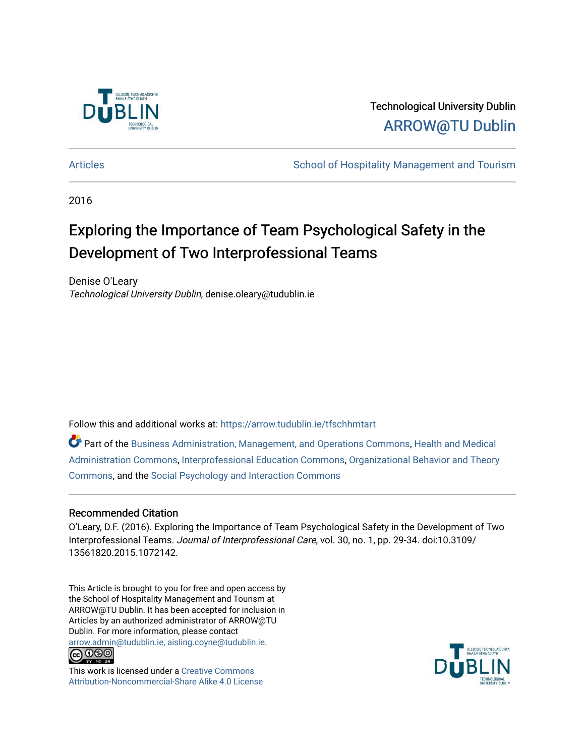Technological University Dublin

ARROW@TU Dublin

Articles | School of Hospitality Management and Tourism

2016

# Exploring the Importance of Team Psychological Safety in the Development of Two Interprofessional Teams

Denise O'Leary

*Technological University Dublin*, denise.oleary@tudublin.ie

Follow this and additional works at: https://arrow.tudublin.ie/tfschhmtart

Part of the Business Administration, Management, and Operations Commons, Health and Medical Administration Commons, Interprofessional Education Commons, Organizational Behavior and Theory Commons, and the Social Psychology and Interaction Commons

## Recommended Citation

O'Leary, D.F. (2016). Exploring the Importance of Team Psychological Safety in the Development of Two Interprofessional Teams. *Journal of Interprofessional Care*, vol. 30, no. 1, pp. 29-34. doi:10.3109/13561820.2015.1072142.

This Article is brought to you for free and open access by the School of Hospitality Management and Tourism at ARROW@TU Dublin. It has been accepted for inclusion in Articles by an authorized administrator of ARROW@TU Dublin. For more information, please contact arrow.admin@tudublin.ie, aisling.coyne@tudublin.ie.

This work is licensed under a Creative Commons Attribution-Noncommercial-Share Alike 4.0 License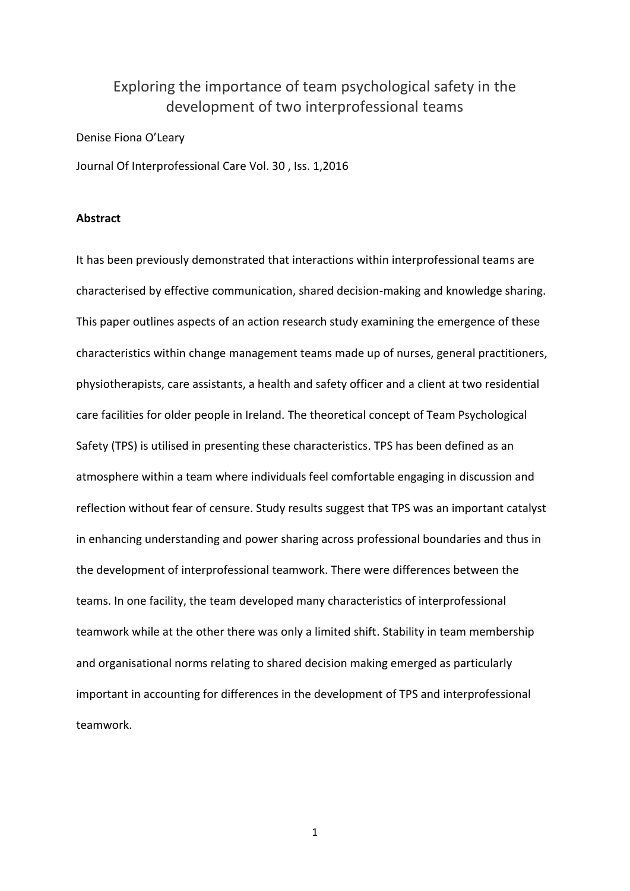# Exploring the importance of team psychological safety in the development of two interprofessional teams

Denise Fiona O'Leary

Journal Of Interprofessional Care Vol. 30 , Iss. 1,2016

**Abstract**

It has been previously demonstrated that interactions within interprofessional teams are characterised by effective communication, shared decision-making and knowledge sharing. This paper outlines aspects of an action research study examining the emergence of these characteristics within change management teams made up of nurses, general practitioners, physiotherapists, care assistants, a health and safety officer and a client at two residential care facilities for older people in Ireland. The theoretical concept of Team Psychological Safety (TPS) is utilised in presenting these characteristics. TPS has been defined as an atmosphere within a team where individuals feel comfortable engaging in discussion and reflection without fear of censure. Study results suggest that TPS was an important catalyst in enhancing understanding and power sharing across professional boundaries and thus in the development of interprofessional teamwork. There were differences between the teams. In one facility, the team developed many characteristics of interprofessional teamwork while at the other there was only a limited shift. Stability in team membership and organisational norms relating to shared decision making emerged as particularly important in accounting for differences in the development of TPS and interprofessional teamwork.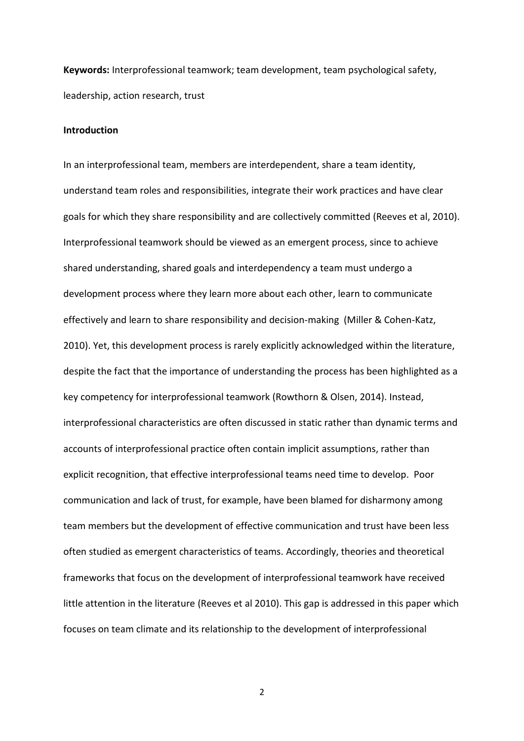**Keywords:** Interprofessional teamwork; team development, team psychological safety, leadership, action research, trust

**Introduction**

In an interprofessional team, members are interdependent, share a team identity, understand team roles and responsibilities, integrate their work practices and have clear goals for which they share responsibility and are collectively committed (Reeves et al, 2010). Interprofessional teamwork should be viewed as an emergent process, since to achieve shared understanding, shared goals and interdependency a team must undergo a development process where they learn more about each other, learn to communicate effectively and learn to share responsibility and decision-making (Miller & Cohen-Katz, 2010). Yet, this development process is rarely explicitly acknowledged within the literature, despite the fact that the importance of understanding the process has been highlighted as a key competency for interprofessional teamwork (Rowthorn & Olsen, 2014). Instead, interprofessional characteristics are often discussed in static rather than dynamic terms and accounts of interprofessional practice often contain implicit assumptions, rather than explicit recognition, that effective interprofessional teams need time to develop. Poor communication and lack of trust, for example, have been blamed for disharmony among team members but the development of effective communication and trust have been less often studied as emergent characteristics of teams. Accordingly, theories and theoretical frameworks that focus on the development of interprofessional teamwork have received little attention in the literature (Reeves et al 2010). This gap is addressed in this paper which focuses on team climate and its relationship to the development of interprofessional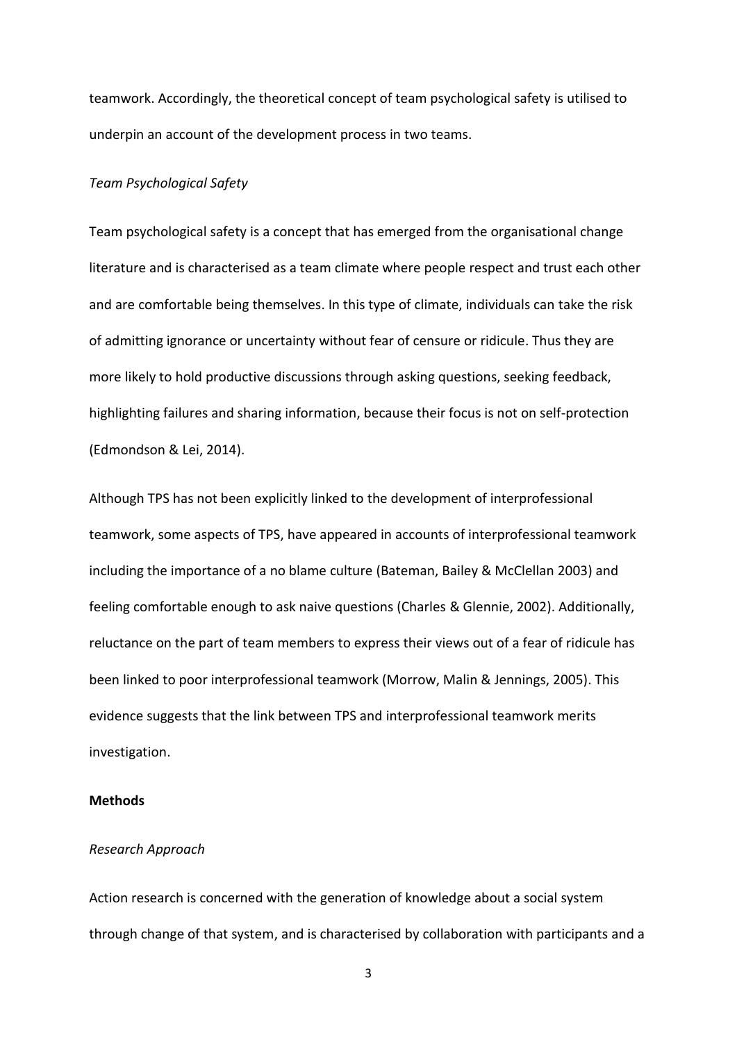teamwork. Accordingly, the theoretical concept of team psychological safety is utilised to underpin an account of the development process in two teams.

### *Team Psychological Safety*

Team psychological safety is a concept that has emerged from the organisational change literature and is characterised as a team climate where people respect and trust each other and are comfortable being themselves. In this type of climate, individuals can take the risk of admitting ignorance or uncertainty without fear of censure or ridicule. Thus they are more likely to hold productive discussions through asking questions, seeking feedback, highlighting failures and sharing information, because their focus is not on self-protection (Edmondson & Lei, 2014).

Although TPS has not been explicitly linked to the development of interprofessional teamwork, some aspects of TPS, have appeared in accounts of interprofessional teamwork including the importance of a no blame culture (Bateman, Bailey & McClellan 2003) and feeling comfortable enough to ask naive questions (Charles & Glennie, 2002). Additionally, reluctance on the part of team members to express their views out of a fear of ridicule has been linked to poor interprofessional teamwork (Morrow, Malin & Jennings, 2005). This evidence suggests that the link between TPS and interprofessional teamwork merits investigation.

## **Methods**

### *Research Approach*

Action research is concerned with the generation of knowledge about a social system through change of that system, and is characterised by collaboration with participants and a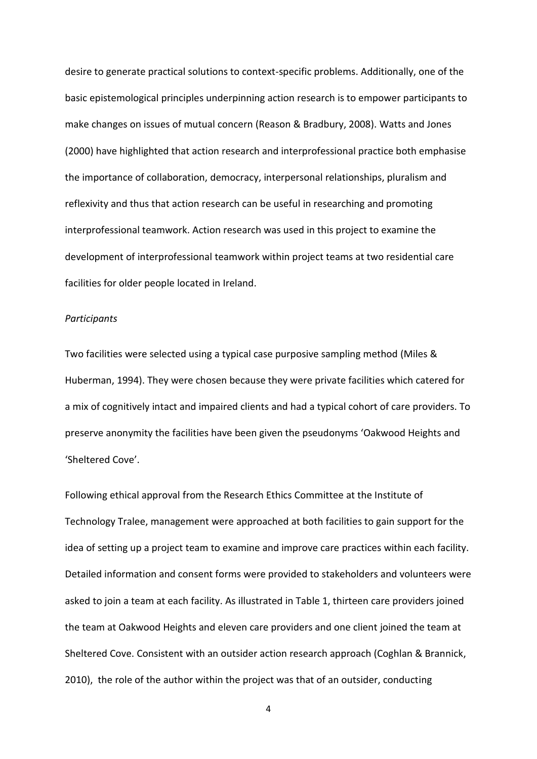desire to generate practical solutions to context-specific problems. Additionally, one of the basic epistemological principles underpinning action research is to empower participants to make changes on issues of mutual concern (Reason & Bradbury, 2008). Watts and Jones (2000) have highlighted that action research and interprofessional practice both emphasise the importance of collaboration, democracy, interpersonal relationships, pluralism and reflexivity and thus that action research can be useful in researching and promoting interprofessional teamwork. Action research was used in this project to examine the development of interprofessional teamwork within project teams at two residential care facilities for older people located in Ireland.

*Participants*

Two facilities were selected using a typical case purposive sampling method (Miles & Huberman, 1994). They were chosen because they were private facilities which catered for a mix of cognitively intact and impaired clients and had a typical cohort of care providers. To preserve anonymity the facilities have been given the pseudonyms 'Oakwood Heights and 'Sheltered Cove'.

Following ethical approval from the Research Ethics Committee at the Institute of Technology Tralee, management were approached at both facilities to gain support for the idea of setting up a project team to examine and improve care practices within each facility. Detailed information and consent forms were provided to stakeholders and volunteers were asked to join a team at each facility. As illustrated in Table 1, thirteen care providers joined the team at Oakwood Heights and eleven care providers and one client joined the team at Sheltered Cove. Consistent with an outsider action research approach (Coghlan & Brannick, 2010), the role of the author within the project was that of an outsider, conducting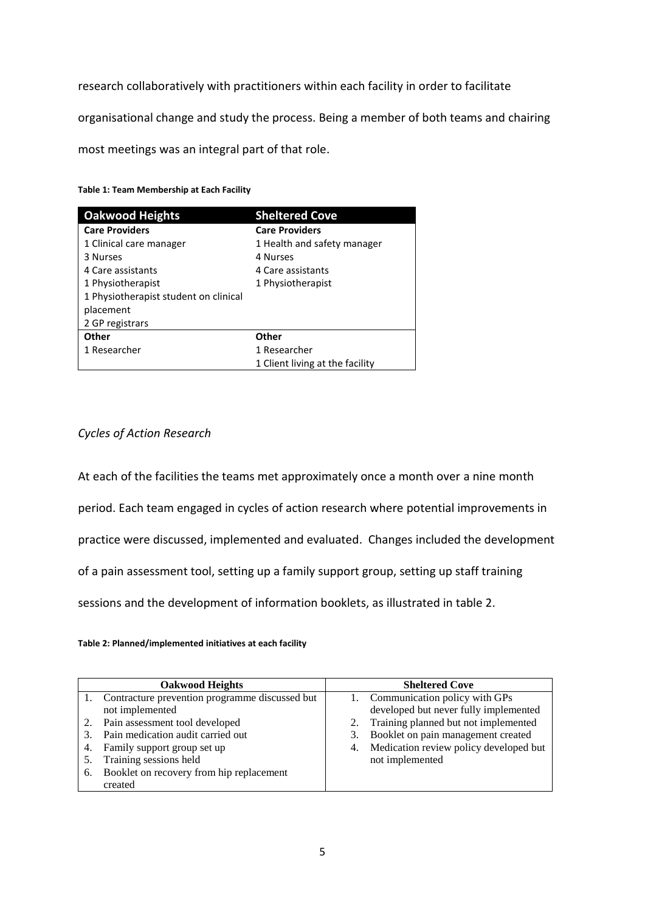research collaboratively with practitioners within each facility in order to facilitate organisational change and study the process. Being a member of both teams and chairing most meetings was an integral part of that role.

**Table 1: Team Membership at Each Facility**

| Oakwood Heights | Sheltered Cove |
|---|---|
| **Care Providers** | **Care Providers** |
| 1 Clinical care manager | 1 Health and safety manager |
| 3 Nurses | 4 Nurses |
| 4 Care assistants | 4 Care assistants |
| 1 Physiotherapist | 1 Physiotherapist |
| 1 Physiotherapist student on clinical placement | |
| 2 GP registrars | |
| **Other** | **Other** |
| 1 Researcher | 1 Researcher |
| | 1 Client living at the facility |

*Cycles of Action Research*

At each of the facilities the teams met approximately once a month over a nine month period. Each team engaged in cycles of action research where potential improvements in practice were discussed, implemented and evaluated. Changes included the development of a pain assessment tool, setting up a family support group, setting up staff training sessions and the development of information booklets, as illustrated in table 2.

**Table 2: Planned/implemented initiatives at each facility**

| Oakwood Heights | Sheltered Cove |
|---|---|
| 1. Contracture prevention programme discussed but not implemented | 1. Communication policy with GPs developed but never fully implemented |
| 2. Pain assessment tool developed | 2. Training planned but not implemented |
| 3. Pain medication audit carried out | 3. Booklet on pain management created |
| 4. Family support group set up | 4. Medication review policy developed but not implemented |
| 5. Training sessions held | |
| 6. Booklet on recovery from hip replacement created | |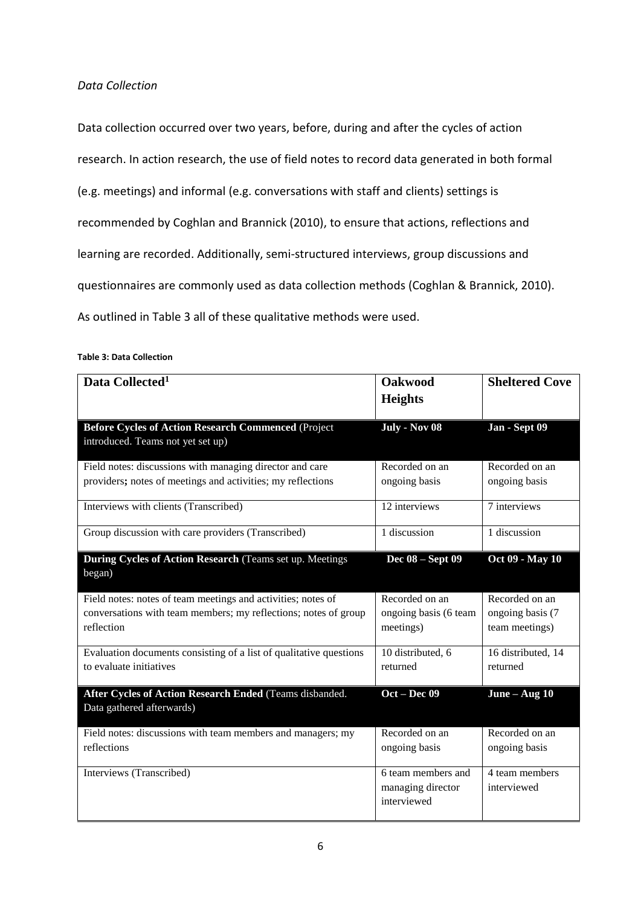*Data Collection*

Data collection occurred over two years, before, during and after the cycles of action research. In action research, the use of field notes to record data generated in both formal (e.g. meetings) and informal (e.g. conversations with staff and clients) settings is recommended by Coghlan and Brannick (2010), to ensure that actions, reflections and learning are recorded. Additionally, semi-structured interviews, group discussions and questionnaires are commonly used as data collection methods (Coghlan & Brannick, 2010). As outlined in Table 3 all of these qualitative methods were used.

**Table 3: Data Collection**

| Data Collected[1] | Oakwood Heights | Sheltered Cove |
|---|---|---|
| **Before Cycles of Action Research Commenced** (Project introduced. Teams not yet set up) | **July - Nov 08** | **Jan - Sept 09** |
| Field notes: discussions with managing director and care providers**;** notes of meetings and activities; my reflections | Recorded on an ongoing basis | Recorded on an ongoing basis |
| Interviews with clients (Transcribed) | 12 interviews | 7 interviews |
| Group discussion with care providers (Transcribed) | 1 discussion | 1 discussion |
| **During Cycles of Action Research** (Teams set up. Meetings began) | **Dec 08 – Sept 09** | **Oct 09 - May 10** |
| Field notes: notes of team meetings and activities; notes of conversations with team members; my reflections; notes of group reflection | Recorded on an ongoing basis (6 team meetings) | Recorded on an ongoing basis (7 team meetings) |
| Evaluation documents consisting of a list of qualitative questions to evaluate initiatives | 10 distributed, 6 returned | 16 distributed, 14 returned |
| **After Cycles of Action Research Ended** (Teams disbanded. Data gathered afterwards) | **Oct – Dec 09** | **June – Aug 10** |
| Field notes: discussions with team members and managers; my reflections | Recorded on an ongoing basis | Recorded on an ongoing basis |
| Interviews (Transcribed) | 6 team members and managing director interviewed | 4 team members interviewed |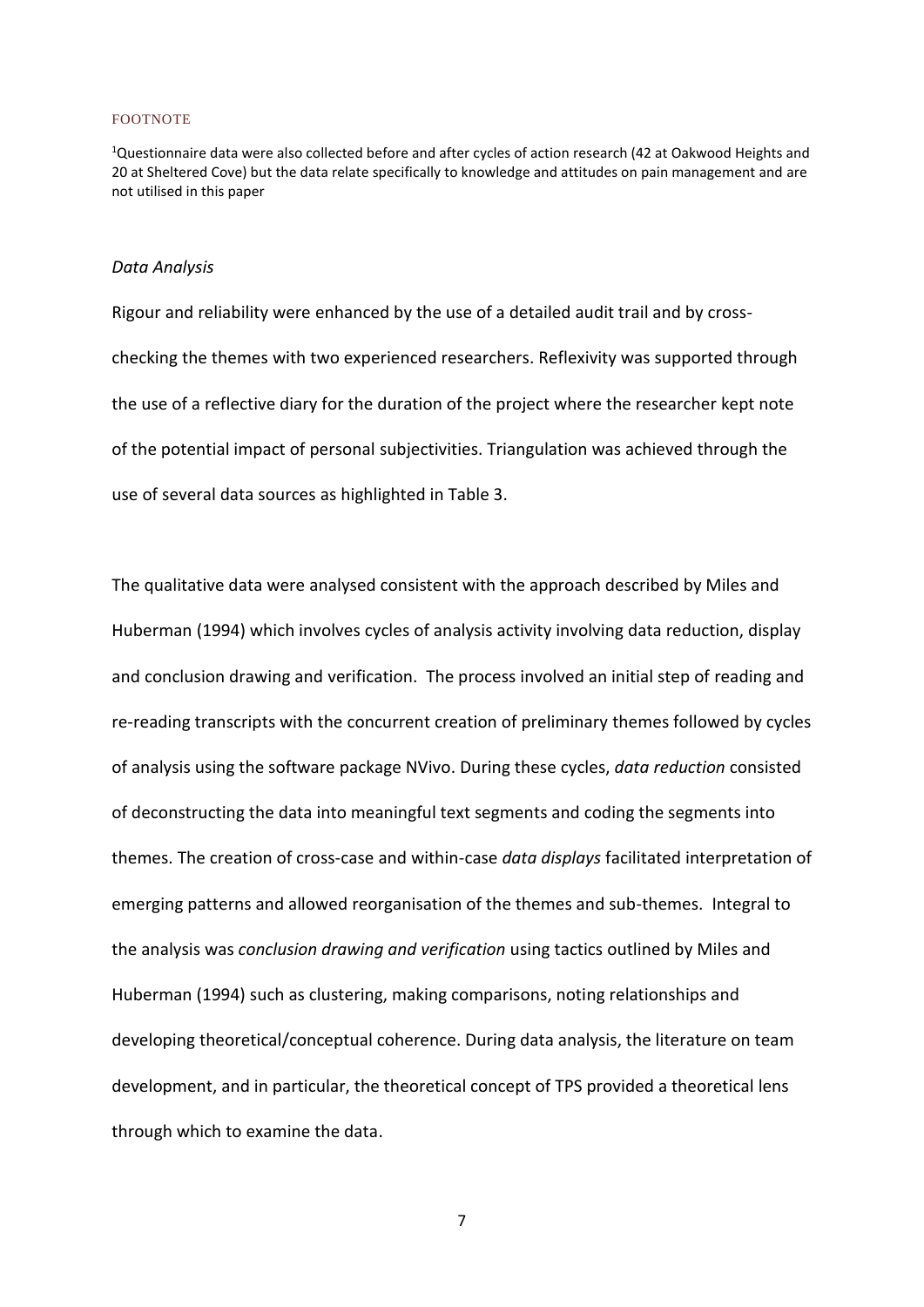FOOTNOTE

[1]Questionnaire data were also collected before and after cycles of action research (42 at Oakwood Heights and 20 at Sheltered Cove) but the data relate specifically to knowledge and attitudes on pain management and are not utilised in this paper

*Data Analysis*

Rigour and reliability were enhanced by the use of a detailed audit trail and by cross-checking the themes with two experienced researchers. Reflexivity was supported through the use of a reflective diary for the duration of the project where the researcher kept note of the potential impact of personal subjectivities. Triangulation was achieved through the use of several data sources as highlighted in Table 3.

The qualitative data were analysed consistent with the approach described by Miles and Huberman (1994) which involves cycles of analysis activity involving data reduction, display and conclusion drawing and verification. The process involved an initial step of reading and re-reading transcripts with the concurrent creation of preliminary themes followed by cycles of analysis using the software package NVivo. During these cycles, *data reduction* consisted of deconstructing the data into meaningful text segments and coding the segments into themes. The creation of cross-case and within-case *data displays* facilitated interpretation of emerging patterns and allowed reorganisation of the themes and sub-themes. Integral to the analysis was *conclusion drawing and verification* using tactics outlined by Miles and Huberman (1994) such as clustering, making comparisons, noting relationships and developing theoretical/conceptual coherence. During data analysis, the literature on team development, and in particular, the theoretical concept of TPS provided a theoretical lens through which to examine the data.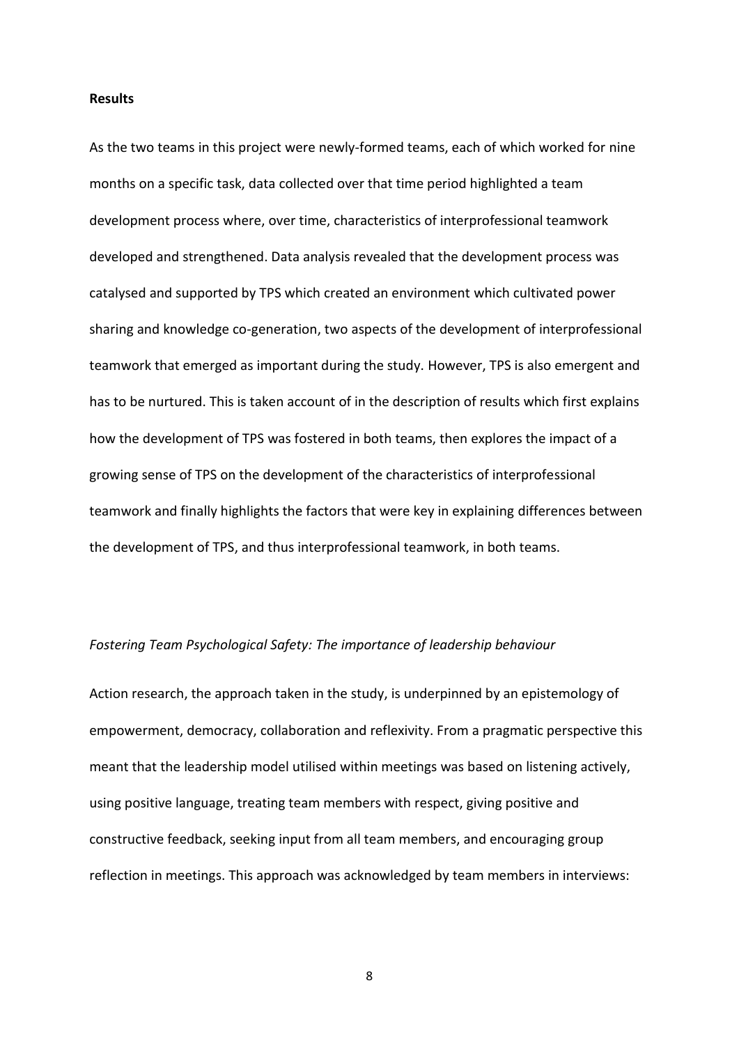**Results**

As the two teams in this project were newly-formed teams, each of which worked for nine months on a specific task, data collected over that time period highlighted a team development process where, over time, characteristics of interprofessional teamwork developed and strengthened. Data analysis revealed that the development process was catalysed and supported by TPS which created an environment which cultivated power sharing and knowledge co-generation, two aspects of the development of interprofessional teamwork that emerged as important during the study. However, TPS is also emergent and has to be nurtured. This is taken account of in the description of results which first explains how the development of TPS was fostered in both teams, then explores the impact of a growing sense of TPS on the development of the characteristics of interprofessional teamwork and finally highlights the factors that were key in explaining differences between the development of TPS, and thus interprofessional teamwork, in both teams.

*Fostering Team Psychological Safety: The importance of leadership behaviour*

Action research, the approach taken in the study, is underpinned by an epistemology of empowerment, democracy, collaboration and reflexivity. From a pragmatic perspective this meant that the leadership model utilised within meetings was based on listening actively, using positive language, treating team members with respect, giving positive and constructive feedback, seeking input from all team members, and encouraging group reflection in meetings. This approach was acknowledged by team members in interviews: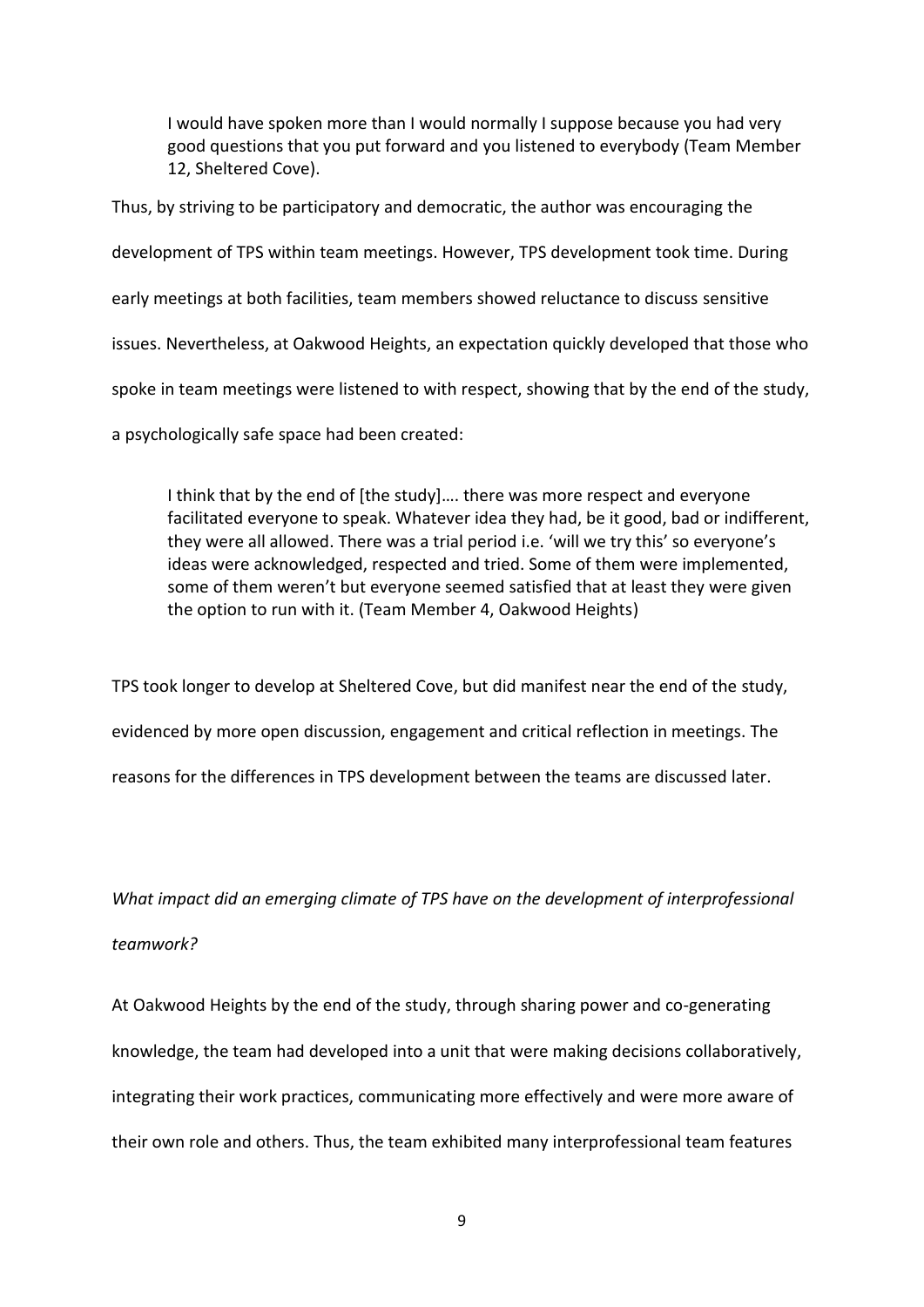> I would have spoken more than I would normally I suppose because you had very good questions that you put forward and you listened to everybody (Team Member 12, Sheltered Cove).

Thus, by striving to be participatory and democratic, the author was encouraging the development of TPS within team meetings. However, TPS development took time. During early meetings at both facilities, team members showed reluctance to discuss sensitive issues. Nevertheless, at Oakwood Heights, an expectation quickly developed that those who spoke in team meetings were listened to with respect, showing that by the end of the study, a psychologically safe space had been created:

> I think that by the end of [the study]…. there was more respect and everyone facilitated everyone to speak. Whatever idea they had, be it good, bad or indifferent, they were all allowed. There was a trial period i.e. 'will we try this' so everyone's ideas were acknowledged, respected and tried. Some of them were implemented, some of them weren't but everyone seemed satisfied that at least they were given the option to run with it. (Team Member 4, Oakwood Heights)

TPS took longer to develop at Sheltered Cove, but did manifest near the end of the study, evidenced by more open discussion, engagement and critical reflection in meetings. The reasons for the differences in TPS development between the teams are discussed later.

*What impact did an emerging climate of TPS have on the development of interprofessional teamwork?*

At Oakwood Heights by the end of the study, through sharing power and co-generating knowledge, the team had developed into a unit that were making decisions collaboratively, integrating their work practices, communicating more effectively and were more aware of their own role and others. Thus, the team exhibited many interprofessional team features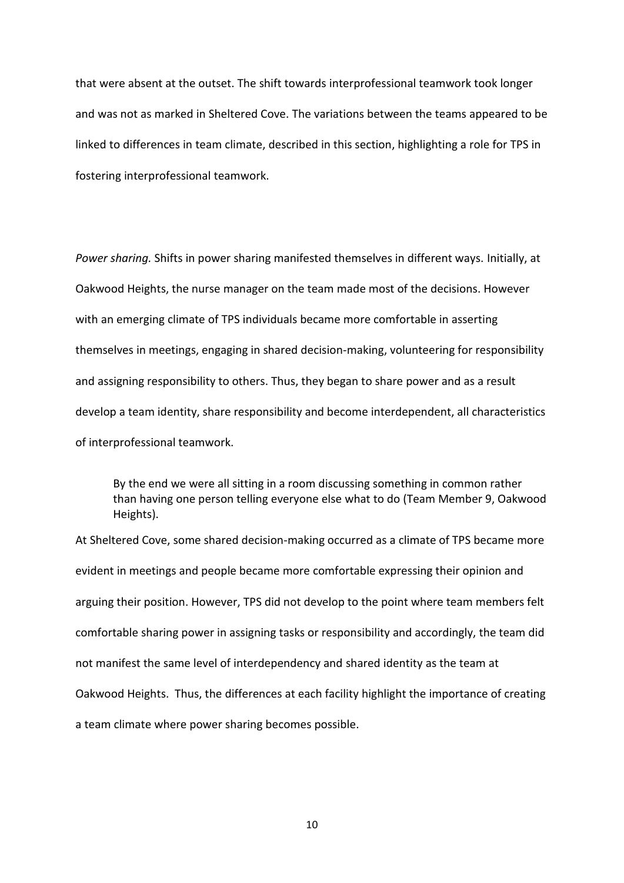that were absent at the outset. The shift towards interprofessional teamwork took longer and was not as marked in Sheltered Cove. The variations between the teams appeared to be linked to differences in team climate, described in this section, highlighting a role for TPS in fostering interprofessional teamwork.

*Power sharing.* Shifts in power sharing manifested themselves in different ways. Initially, at Oakwood Heights, the nurse manager on the team made most of the decisions. However with an emerging climate of TPS individuals became more comfortable in asserting themselves in meetings, engaging in shared decision-making, volunteering for responsibility and assigning responsibility to others. Thus, they began to share power and as a result develop a team identity, share responsibility and become interdependent, all characteristics of interprofessional teamwork.

> By the end we were all sitting in a room discussing something in common rather than having one person telling everyone else what to do (Team Member 9, Oakwood Heights).

At Sheltered Cove, some shared decision-making occurred as a climate of TPS became more evident in meetings and people became more comfortable expressing their opinion and arguing their position. However, TPS did not develop to the point where team members felt comfortable sharing power in assigning tasks or responsibility and accordingly, the team did not manifest the same level of interdependency and shared identity as the team at Oakwood Heights. Thus, the differences at each facility highlight the importance of creating a team climate where power sharing becomes possible.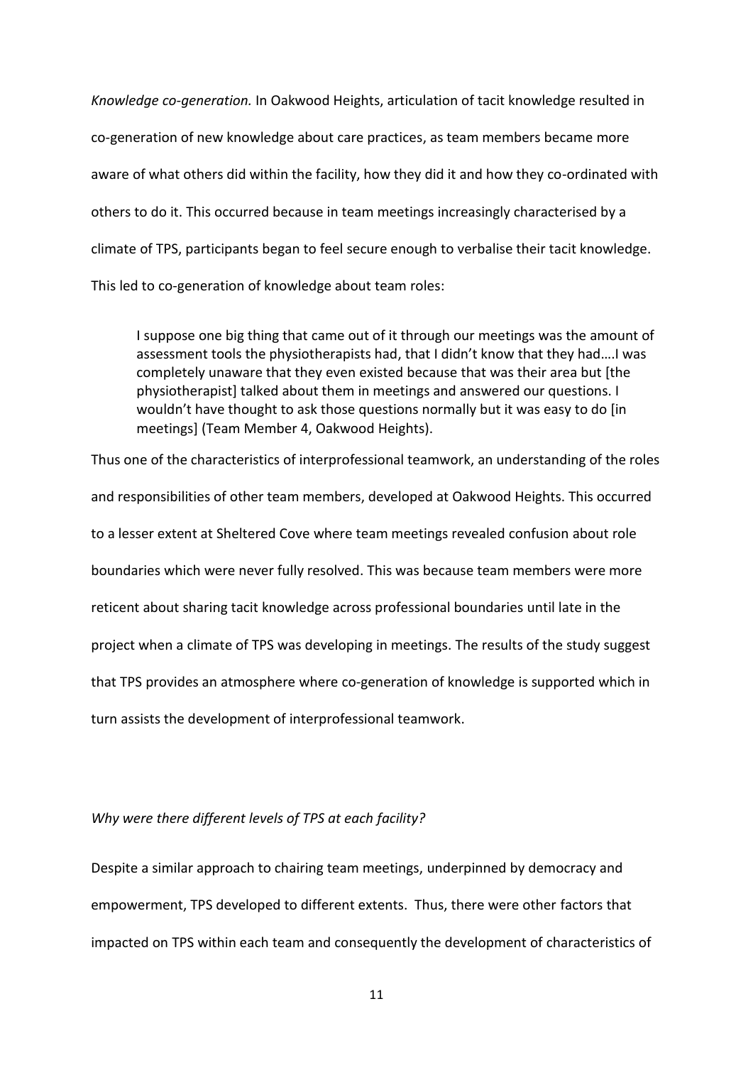*Knowledge co-generation.* In Oakwood Heights, articulation of tacit knowledge resulted in co-generation of new knowledge about care practices, as team members became more aware of what others did within the facility, how they did it and how they co-ordinated with others to do it. This occurred because in team meetings increasingly characterised by a climate of TPS, participants began to feel secure enough to verbalise their tacit knowledge. This led to co-generation of knowledge about team roles:

> I suppose one big thing that came out of it through our meetings was the amount of assessment tools the physiotherapists had, that I didn't know that they had….I was completely unaware that they even existed because that was their area but [the physiotherapist] talked about them in meetings and answered our questions. I wouldn't have thought to ask those questions normally but it was easy to do [in meetings] (Team Member 4, Oakwood Heights).

Thus one of the characteristics of interprofessional teamwork, an understanding of the roles and responsibilities of other team members, developed at Oakwood Heights. This occurred to a lesser extent at Sheltered Cove where team meetings revealed confusion about role boundaries which were never fully resolved. This was because team members were more reticent about sharing tacit knowledge across professional boundaries until late in the project when a climate of TPS was developing in meetings. The results of the study suggest that TPS provides an atmosphere where co-generation of knowledge is supported which in turn assists the development of interprofessional teamwork.

*Why were there different levels of TPS at each facility?*

Despite a similar approach to chairing team meetings, underpinned by democracy and empowerment, TPS developed to different extents. Thus, there were other factors that impacted on TPS within each team and consequently the development of characteristics of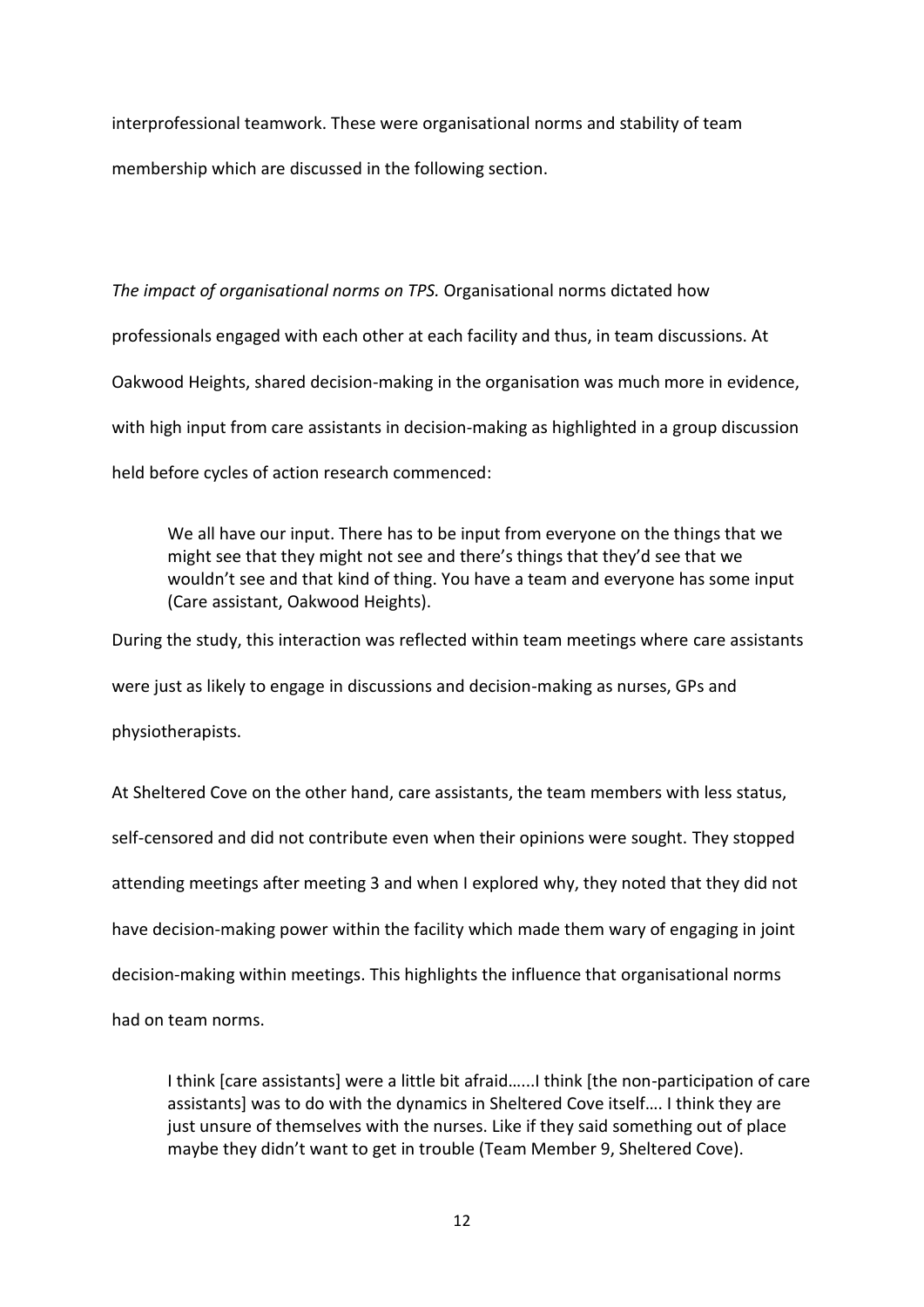interprofessional teamwork. These were organisational norms and stability of team membership which are discussed in the following section.

*The impact of organisational norms on TPS.* Organisational norms dictated how professionals engaged with each other at each facility and thus, in team discussions. At Oakwood Heights, shared decision-making in the organisation was much more in evidence, with high input from care assistants in decision-making as highlighted in a group discussion held before cycles of action research commenced:

> We all have our input. There has to be input from everyone on the things that we might see that they might not see and there's things that they'd see that we wouldn't see and that kind of thing. You have a team and everyone has some input (Care assistant, Oakwood Heights).

During the study, this interaction was reflected within team meetings where care assistants were just as likely to engage in discussions and decision-making as nurses, GPs and physiotherapists.

At Sheltered Cove on the other hand, care assistants, the team members with less status, self-censored and did not contribute even when their opinions were sought. They stopped attending meetings after meeting 3 and when I explored why, they noted that they did not have decision-making power within the facility which made them wary of engaging in joint decision-making within meetings. This highlights the influence that organisational norms had on team norms.

> I think [care assistants] were a little bit afraid…...I think [the non-participation of care assistants] was to do with the dynamics in Sheltered Cove itself…. I think they are just unsure of themselves with the nurses. Like if they said something out of place maybe they didn't want to get in trouble (Team Member 9, Sheltered Cove).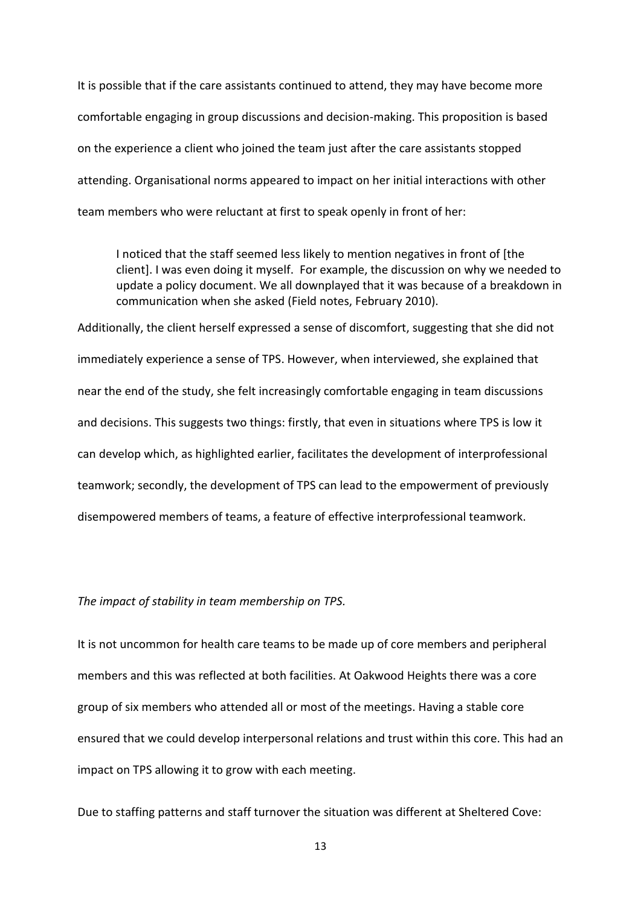It is possible that if the care assistants continued to attend, they may have become more comfortable engaging in group discussions and decision-making. This proposition is based on the experience a client who joined the team just after the care assistants stopped attending. Organisational norms appeared to impact on her initial interactions with other team members who were reluctant at first to speak openly in front of her:

> I noticed that the staff seemed less likely to mention negatives in front of [the client]. I was even doing it myself. For example, the discussion on why we needed to update a policy document. We all downplayed that it was because of a breakdown in communication when she asked (Field notes, February 2010).

Additionally, the client herself expressed a sense of discomfort, suggesting that she did not immediately experience a sense of TPS. However, when interviewed, she explained that near the end of the study, she felt increasingly comfortable engaging in team discussions and decisions. This suggests two things: firstly, that even in situations where TPS is low it can develop which, as highlighted earlier, facilitates the development of interprofessional teamwork; secondly, the development of TPS can lead to the empowerment of previously disempowered members of teams, a feature of effective interprofessional teamwork.

*The impact of stability in team membership on TPS.*

It is not uncommon for health care teams to be made up of core members and peripheral members and this was reflected at both facilities. At Oakwood Heights there was a core group of six members who attended all or most of the meetings. Having a stable core ensured that we could develop interpersonal relations and trust within this core. This had an impact on TPS allowing it to grow with each meeting.

Due to staffing patterns and staff turnover the situation was different at Sheltered Cove: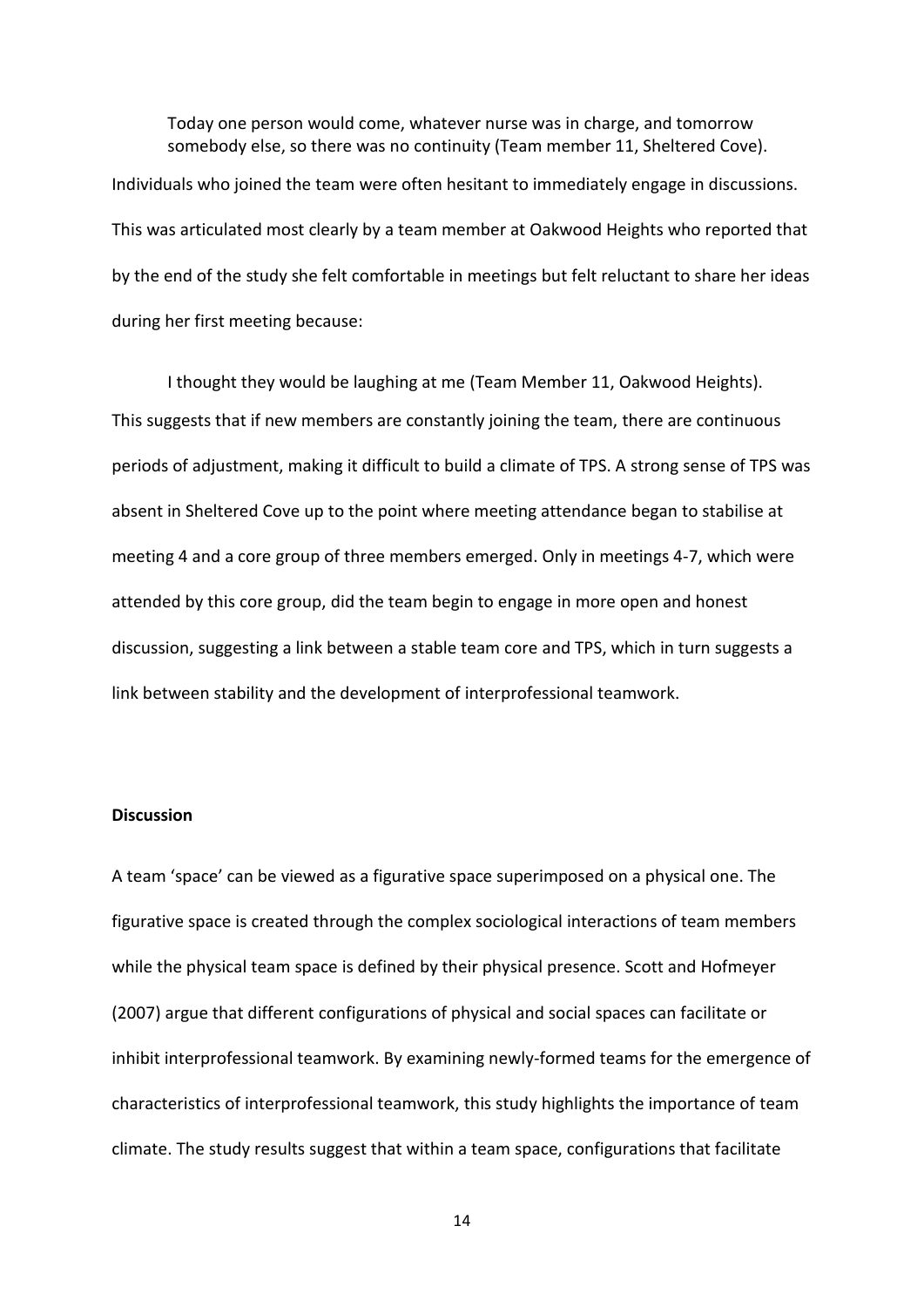> Today one person would come, whatever nurse was in charge, and tomorrow somebody else, so there was no continuity (Team member 11, Sheltered Cove).

Individuals who joined the team were often hesitant to immediately engage in discussions. This was articulated most clearly by a team member at Oakwood Heights who reported that by the end of the study she felt comfortable in meetings but felt reluctant to share her ideas during her first meeting because:

> I thought they would be laughing at me (Team Member 11, Oakwood Heights).

This suggests that if new members are constantly joining the team, there are continuous periods of adjustment, making it difficult to build a climate of TPS. A strong sense of TPS was absent in Sheltered Cove up to the point where meeting attendance began to stabilise at meeting 4 and a core group of three members emerged. Only in meetings 4-7, which were attended by this core group, did the team begin to engage in more open and honest discussion, suggesting a link between a stable team core and TPS, which in turn suggests a link between stability and the development of interprofessional teamwork.

**Discussion**

A team 'space' can be viewed as a figurative space superimposed on a physical one. The figurative space is created through the complex sociological interactions of team members while the physical team space is defined by their physical presence. Scott and Hofmeyer (2007) argue that different configurations of physical and social spaces can facilitate or inhibit interprofessional teamwork. By examining newly-formed teams for the emergence of characteristics of interprofessional teamwork, this study highlights the importance of team climate. The study results suggest that within a team space, configurations that facilitate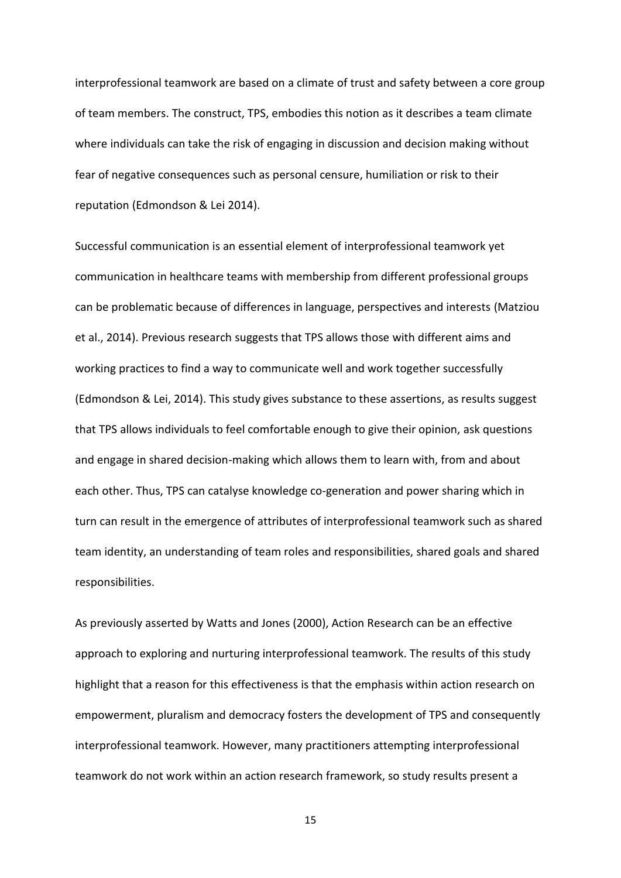interprofessional teamwork are based on a climate of trust and safety between a core group of team members. The construct, TPS, embodies this notion as it describes a team climate where individuals can take the risk of engaging in discussion and decision making without fear of negative consequences such as personal censure, humiliation or risk to their reputation (Edmondson & Lei 2014).

Successful communication is an essential element of interprofessional teamwork yet communication in healthcare teams with membership from different professional groups can be problematic because of differences in language, perspectives and interests (Matziou et al., 2014). Previous research suggests that TPS allows those with different aims and working practices to find a way to communicate well and work together successfully (Edmondson & Lei, 2014). This study gives substance to these assertions, as results suggest that TPS allows individuals to feel comfortable enough to give their opinion, ask questions and engage in shared decision-making which allows them to learn with, from and about each other. Thus, TPS can catalyse knowledge co-generation and power sharing which in turn can result in the emergence of attributes of interprofessional teamwork such as shared team identity, an understanding of team roles and responsibilities, shared goals and shared responsibilities.

As previously asserted by Watts and Jones (2000), Action Research can be an effective approach to exploring and nurturing interprofessional teamwork. The results of this study highlight that a reason for this effectiveness is that the emphasis within action research on empowerment, pluralism and democracy fosters the development of TPS and consequently interprofessional teamwork. However, many practitioners attempting interprofessional teamwork do not work within an action research framework, so study results present a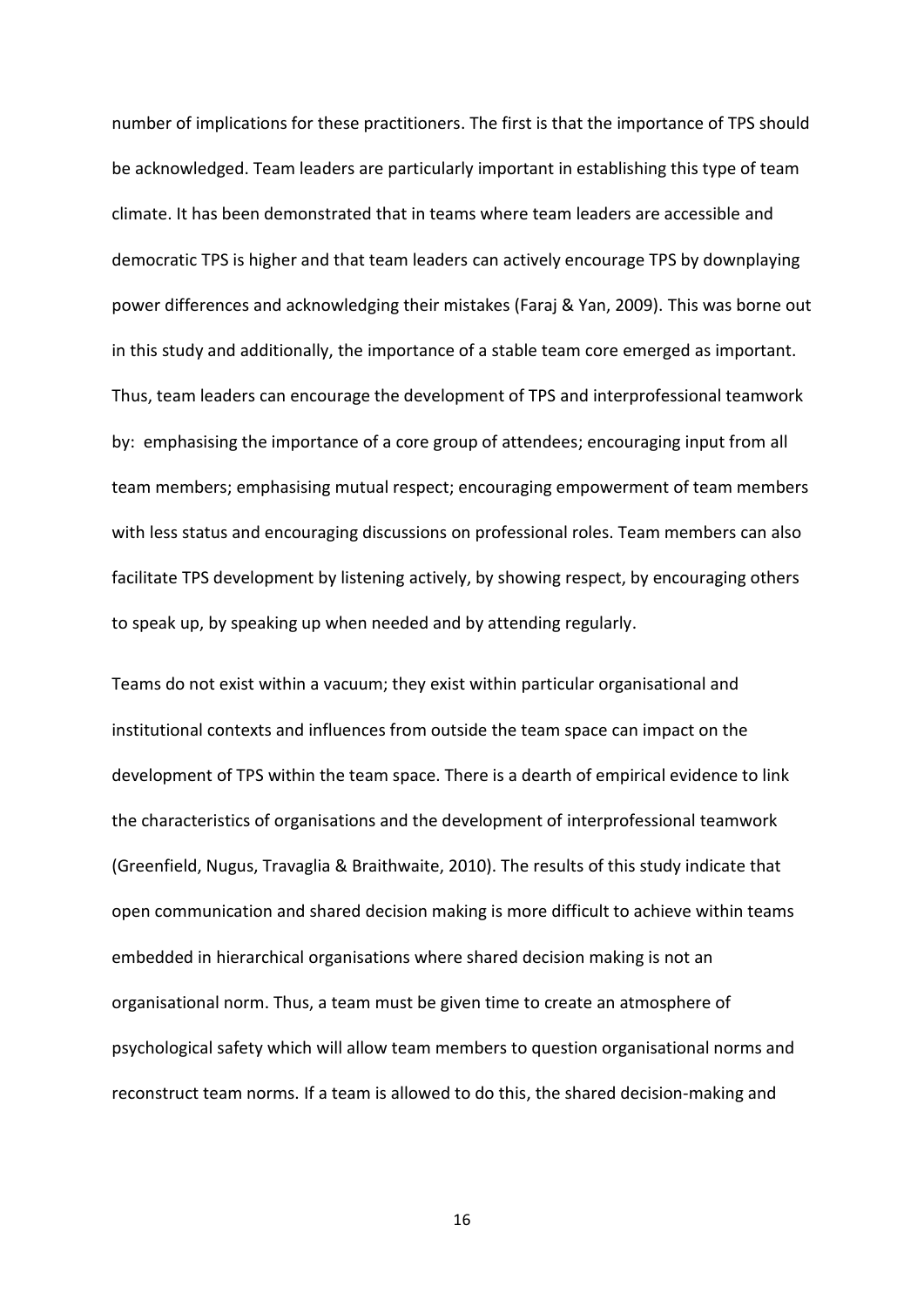number of implications for these practitioners. The first is that the importance of TPS should be acknowledged. Team leaders are particularly important in establishing this type of team climate. It has been demonstrated that in teams where team leaders are accessible and democratic TPS is higher and that team leaders can actively encourage TPS by downplaying power differences and acknowledging their mistakes (Faraj & Yan, 2009). This was borne out in this study and additionally, the importance of a stable team core emerged as important. Thus, team leaders can encourage the development of TPS and interprofessional teamwork by: emphasising the importance of a core group of attendees; encouraging input from all team members; emphasising mutual respect; encouraging empowerment of team members with less status and encouraging discussions on professional roles. Team members can also facilitate TPS development by listening actively, by showing respect, by encouraging others to speak up, by speaking up when needed and by attending regularly.

Teams do not exist within a vacuum; they exist within particular organisational and institutional contexts and influences from outside the team space can impact on the development of TPS within the team space. There is a dearth of empirical evidence to link the characteristics of organisations and the development of interprofessional teamwork (Greenfield, Nugus, Travaglia & Braithwaite, 2010). The results of this study indicate that open communication and shared decision making is more difficult to achieve within teams embedded in hierarchical organisations where shared decision making is not an organisational norm. Thus, a team must be given time to create an atmosphere of psychological safety which will allow team members to question organisational norms and reconstruct team norms. If a team is allowed to do this, the shared decision-making and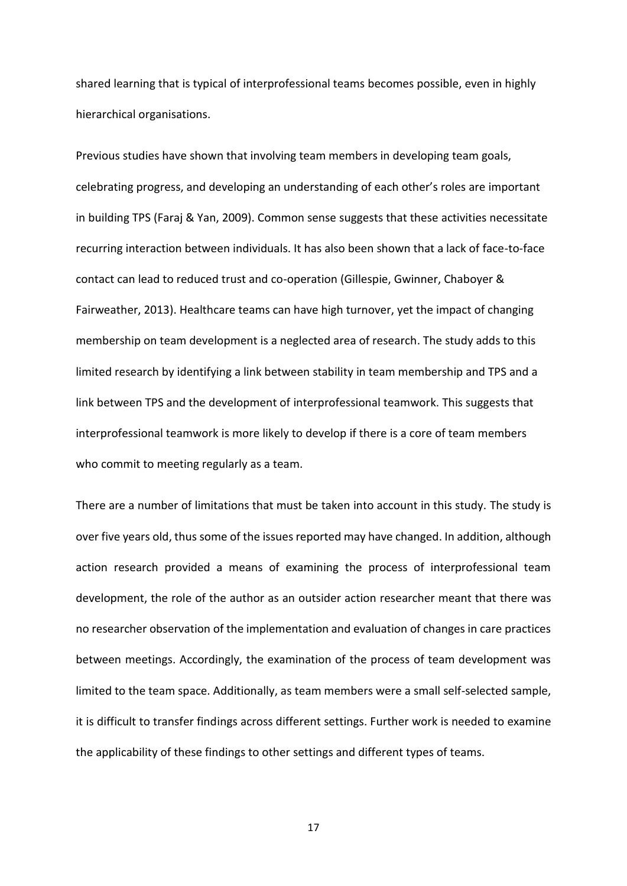shared learning that is typical of interprofessional teams becomes possible, even in highly hierarchical organisations.

Previous studies have shown that involving team members in developing team goals, celebrating progress, and developing an understanding of each other's roles are important in building TPS (Faraj & Yan, 2009). Common sense suggests that these activities necessitate recurring interaction between individuals. It has also been shown that a lack of face-to-face contact can lead to reduced trust and co-operation (Gillespie, Gwinner, Chaboyer & Fairweather, 2013). Healthcare teams can have high turnover, yet the impact of changing membership on team development is a neglected area of research. The study adds to this limited research by identifying a link between stability in team membership and TPS and a link between TPS and the development of interprofessional teamwork. This suggests that interprofessional teamwork is more likely to develop if there is a core of team members who commit to meeting regularly as a team.

There are a number of limitations that must be taken into account in this study. The study is over five years old, thus some of the issues reported may have changed. In addition, although action research provided a means of examining the process of interprofessional team development, the role of the author as an outsider action researcher meant that there was no researcher observation of the implementation and evaluation of changes in care practices between meetings. Accordingly, the examination of the process of team development was limited to the team space. Additionally, as team members were a small self-selected sample, it is difficult to transfer findings across different settings. Further work is needed to examine the applicability of these findings to other settings and different types of teams.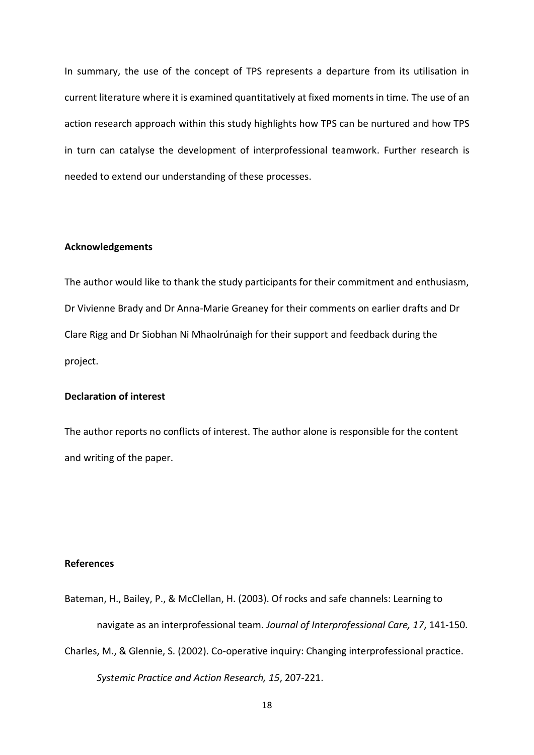In summary, the use of the concept of TPS represents a departure from its utilisation in current literature where it is examined quantitatively at fixed moments in time. The use of an action research approach within this study highlights how TPS can be nurtured and how TPS in turn can catalyse the development of interprofessional teamwork. Further research is needed to extend our understanding of these processes.

**Acknowledgements**

The author would like to thank the study participants for their commitment and enthusiasm, Dr Vivienne Brady and Dr Anna-Marie Greaney for their comments on earlier drafts and Dr Clare Rigg and Dr Siobhan Ni Mhaolrúnaigh for their support and feedback during the project.

**Declaration of interest**

The author reports no conflicts of interest. The author alone is responsible for the content and writing of the paper.

**References**

Bateman, H., Bailey, P., & McClellan, H. (2003). Of rocks and safe channels: Learning to navigate as an interprofessional team. *Journal of Interprofessional Care, 17*, 141-150.

Charles, M., & Glennie, S. (2002). Co-operative inquiry: Changing interprofessional practice. *Systemic Practice and Action Research, 15*, 207-221.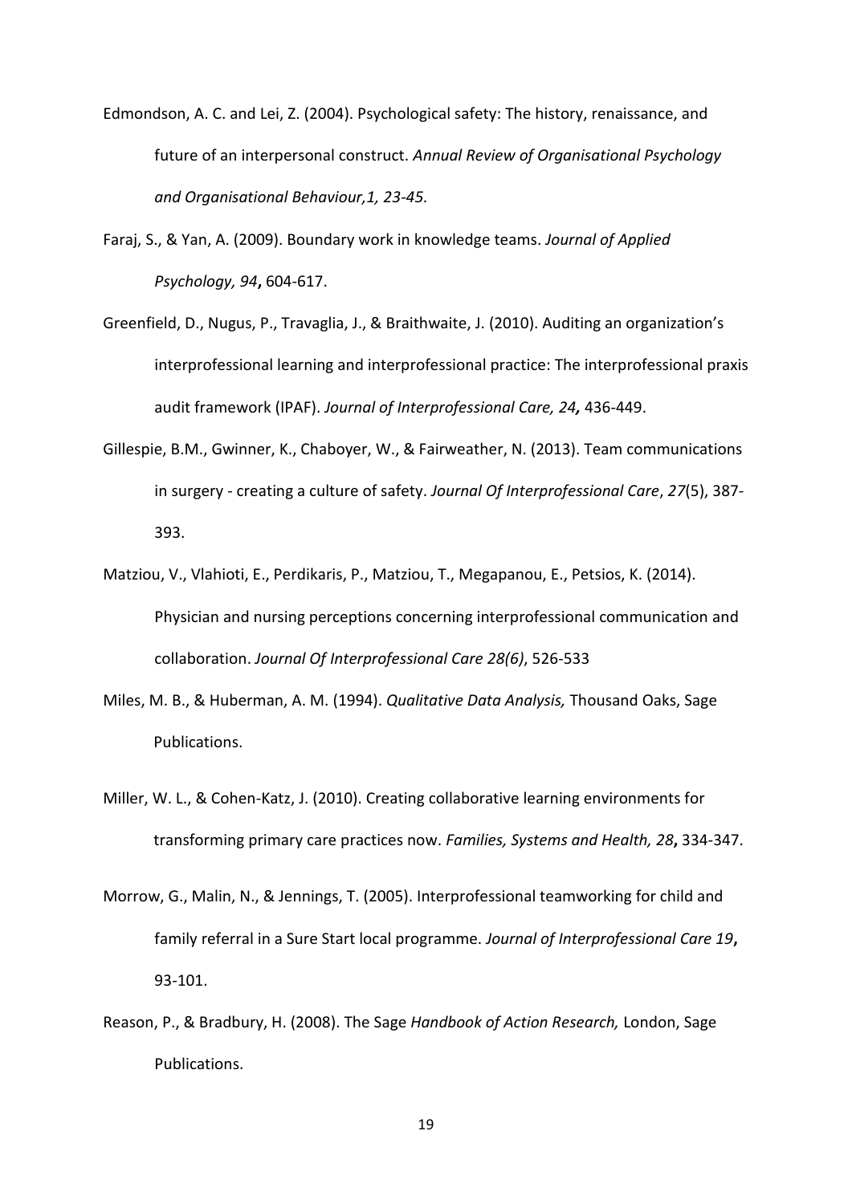Edmondson, A. C. and Lei, Z. (2004). Psychological safety: The history, renaissance, and future of an interpersonal construct. *Annual Review of Organisational Psychology and Organisational Behaviour,1, 23-45.*

Faraj, S., & Yan, A. (2009). Boundary work in knowledge teams. *Journal of Applied Psychology, 94***,** 604-617.

Greenfield, D., Nugus, P., Travaglia, J., & Braithwaite, J. (2010). Auditing an organization's interprofessional learning and interprofessional practice: The interprofessional praxis audit framework (IPAF). *Journal of Interprofessional Care, 24,* 436-449.

Gillespie, B.M., Gwinner, K., Chaboyer, W., & Fairweather, N. (2013). Team communications in surgery - creating a culture of safety. *Journal Of Interprofessional Care*, *27*(5), 387-393.

Matziou, V., Vlahioti, E., Perdikaris, P., Matziou, T., Megapanou, E., Petsios, K. (2014). Physician and nursing perceptions concerning interprofessional communication and collaboration. *Journal Of Interprofessional Care 28(6)*, 526-533

Miles, M. B., & Huberman, A. M. (1994). *Qualitative Data Analysis,* Thousand Oaks, Sage Publications.

Miller, W. L., & Cohen-Katz, J. (2010). Creating collaborative learning environments for transforming primary care practices now. *Families, Systems and Health, 28***,** 334-347.

Morrow, G., Malin, N., & Jennings, T. (2005). Interprofessional teamworking for child and family referral in a Sure Start local programme. *Journal of Interprofessional Care 19***,** 93-101.

Reason, P., & Bradbury, H. (2008). The Sage *Handbook of Action Research,* London, Sage Publications.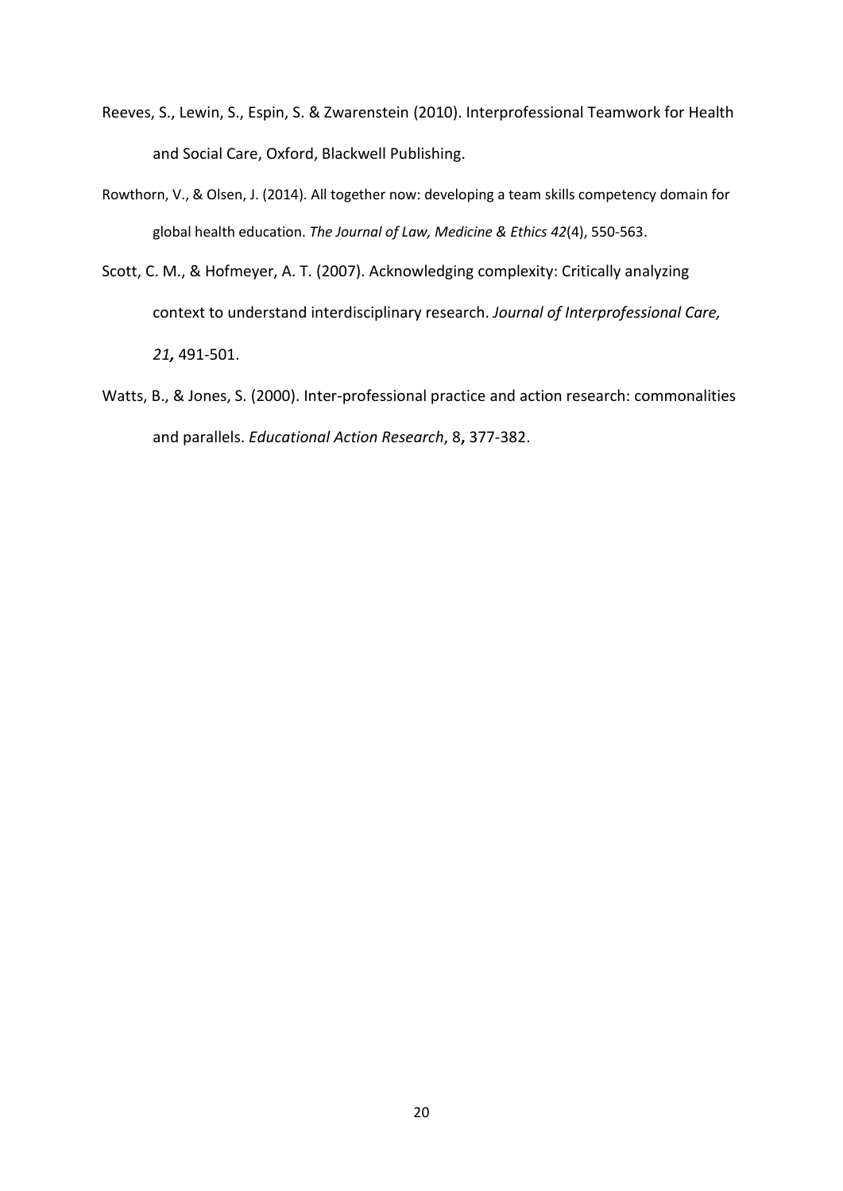Reeves, S., Lewin, S., Espin, S. & Zwarenstein (2010). Interprofessional Teamwork for Health and Social Care, Oxford, Blackwell Publishing.

Rowthorn, V., & Olsen, J. (2014). All together now: developing a team skills competency domain for global health education. *The Journal of Law, Medicine & Ethics 42*(4), 550-563.

Scott, C. M., & Hofmeyer, A. T. (2007). Acknowledging complexity: Critically analyzing context to understand interdisciplinary research. *Journal of Interprofessional Care, 21,* 491-501.

Watts, B., & Jones, S. (2000). Inter-professional practice and action research: commonalities and parallels. *Educational Action Research*, 8**,** 377-382.